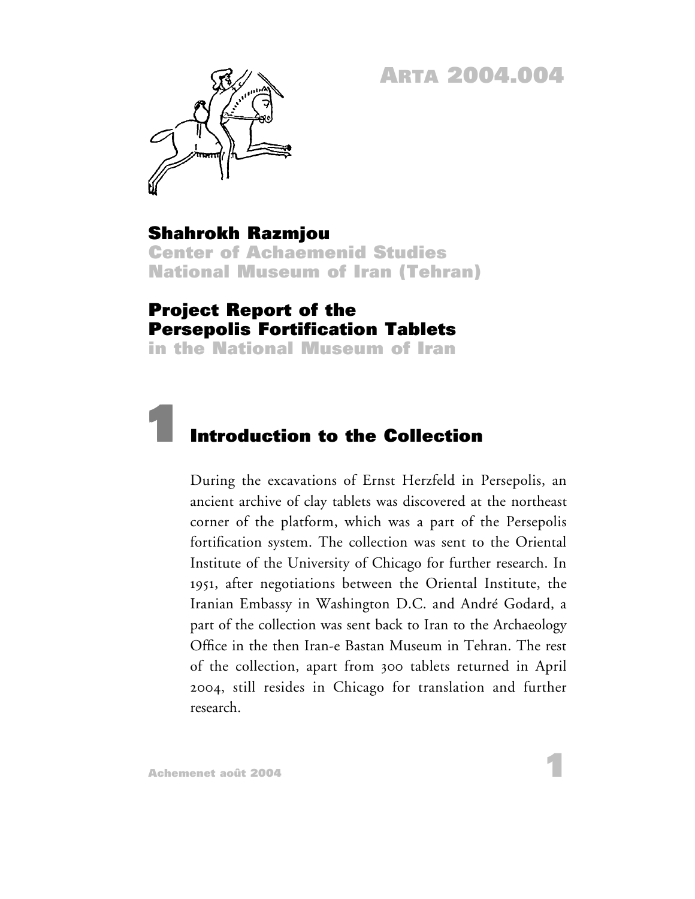ARTA 2004.004

**Shahrokh Razmjou**
**Center of Achaemenid Studies**
**National Museum of Iran (Tehran)**

# Project Report of the Persepolis Fortification Tablets in the National Museum of Iran

## 1 Introduction to the Collection

During the excavations of Ernst Herzfeld in Persepolis, an ancient archive of clay tablets was discovered at the northeast corner of the platform, which was a part of the Persepolis fortification system. The collection was sent to the Oriental Institute of the University of Chicago for further research. In 1951, after negotiations between the Oriental Institute, the Iranian Embassy in Washington D.C. and André Godard, a part of the collection was sent back to Iran to the Archaeology Office in the then Iran-e Bastan Museum in Tehran. The rest of the collection, apart from 300 tablets returned in April 2004, still resides in Chicago for translation and further research.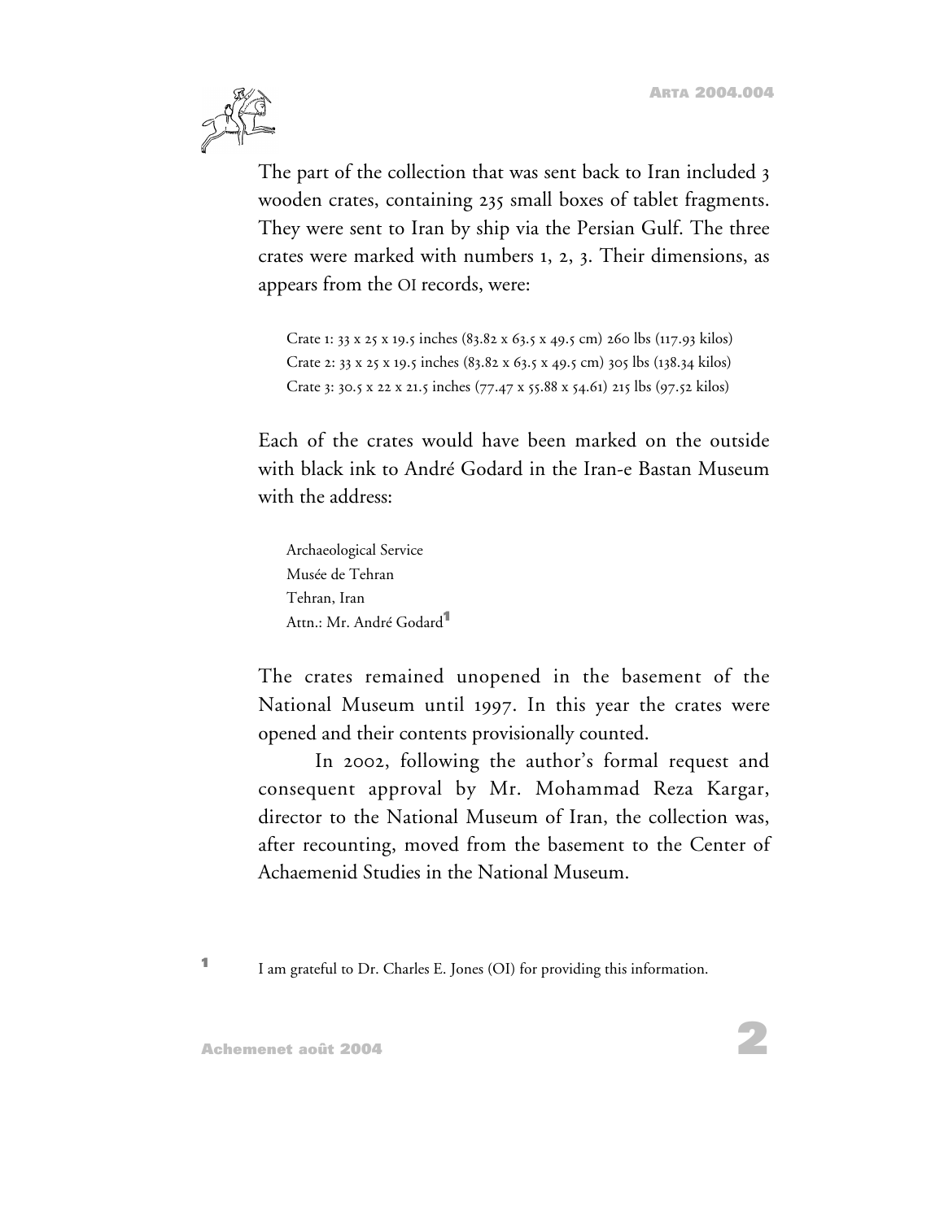The part of the collection that was sent back to Iran included 3 wooden crates, containing 235 small boxes of tablet fragments. They were sent to Iran by ship via the Persian Gulf. The three crates were marked with numbers 1, 2, 3. Their dimensions, as appears from the OI records, were:

> Crate 1: 33 x 25 x 19.5 inches (83.82 x 63.5 x 49.5 cm) 260 lbs (117.93 kilos)
> Crate 2: 33 x 25 x 19.5 inches (83.82 x 63.5 x 49.5 cm) 305 lbs (138.34 kilos)
> Crate 3: 30.5 x 22 x 21.5 inches (77.47 x 55.88 x 54.61) 215 lbs (97.52 kilos)

Each of the crates would have been marked on the outside with black ink to André Godard in the Iran-e Bastan Museum with the address:

> Archaeological Service
> Musée de Tehran
> Tehran, Iran
> Attn.: Mr. André Godard[1]

The crates remained unopened in the basement of the National Museum until 1997. In this year the crates were opened and their contents provisionally counted.

In 2002, following the author's formal request and consequent approval by Mr. Mohammad Reza Kargar, director to the National Museum of Iran, the collection was, after recounting, moved from the basement to the Center of Achaemenid Studies in the National Museum.

[1] I am grateful to Dr. Charles E. Jones (OI) for providing this information.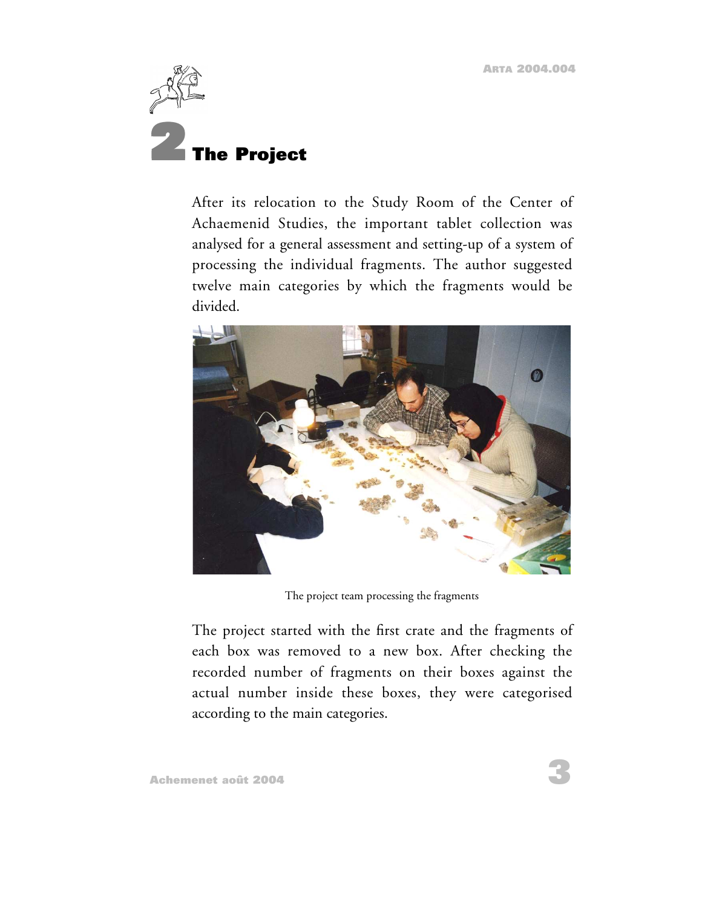## 2 The Project

After its relocation to the Study Room of the Center of Achaemenid Studies, the important tablet collection was analysed for a general assessment and setting-up of a system of processing the individual fragments. The author suggested twelve main categories by which the fragments would be divided.

The project team processing the fragments

The project started with the first crate and the fragments of each box was removed to a new box. After checking the recorded number of fragments on their boxes against the actual number inside these boxes, they were categorised according to the main categories.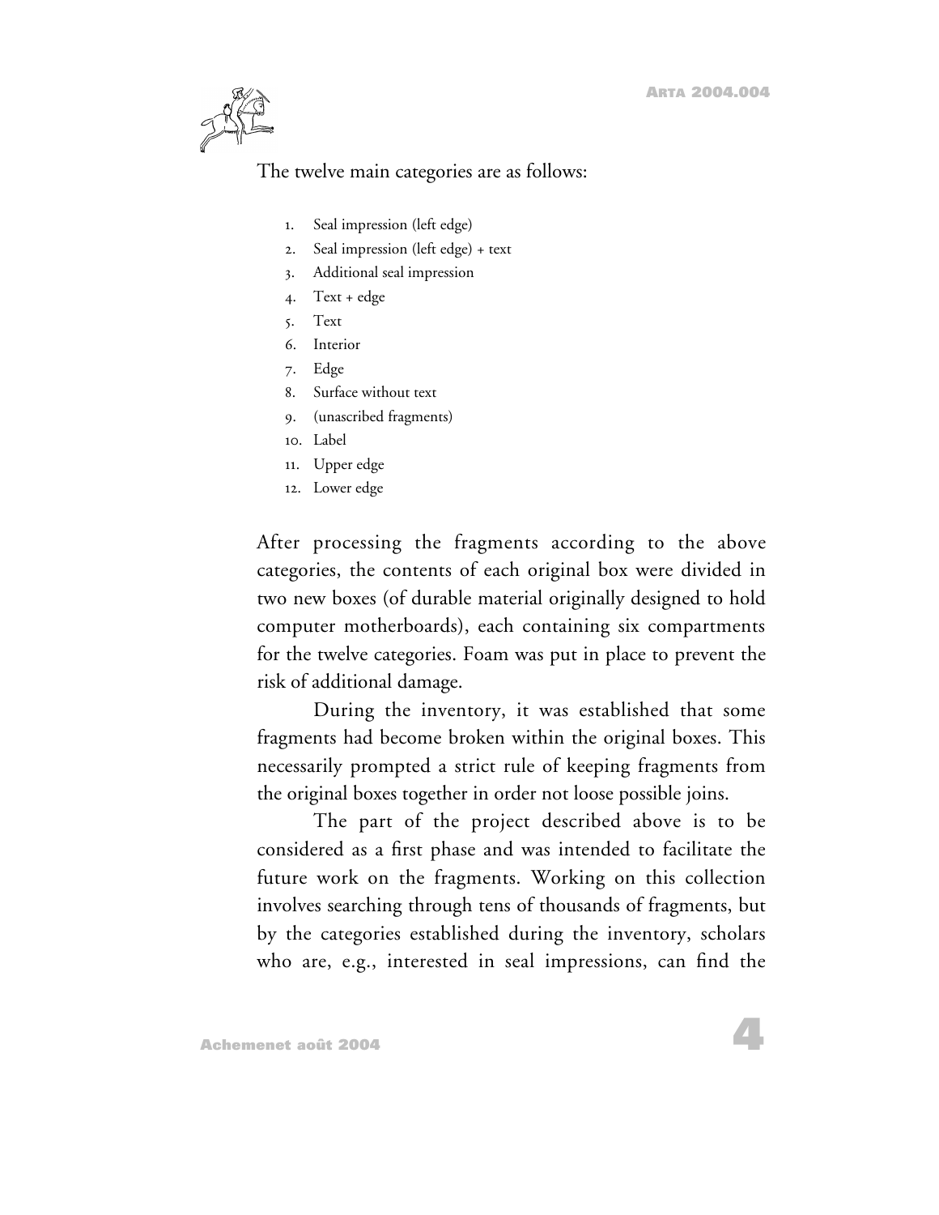The twelve main categories are as follows:

1. Seal impression (left edge)
2. Seal impression (left edge) + text
3. Additional seal impression
4. Text + edge
5. Text
6. Interior
7. Edge
8. Surface without text
9. (unascribed fragments)
10. Label
11. Upper edge
12. Lower edge

After processing the fragments according to the above categories, the contents of each original box were divided in two new boxes (of durable material originally designed to hold computer motherboards), each containing six compartments for the twelve categories. Foam was put in place to prevent the risk of additional damage.

During the inventory, it was established that some fragments had become broken within the original boxes. This necessarily prompted a strict rule of keeping fragments from the original boxes together in order not loose possible joins.

The part of the project described above is to be considered as a first phase and was intended to facilitate the future work on the fragments. Working on this collection involves searching through tens of thousands of fragments, but by the categories established during the inventory, scholars who are, e.g., interested in seal impressions, can find the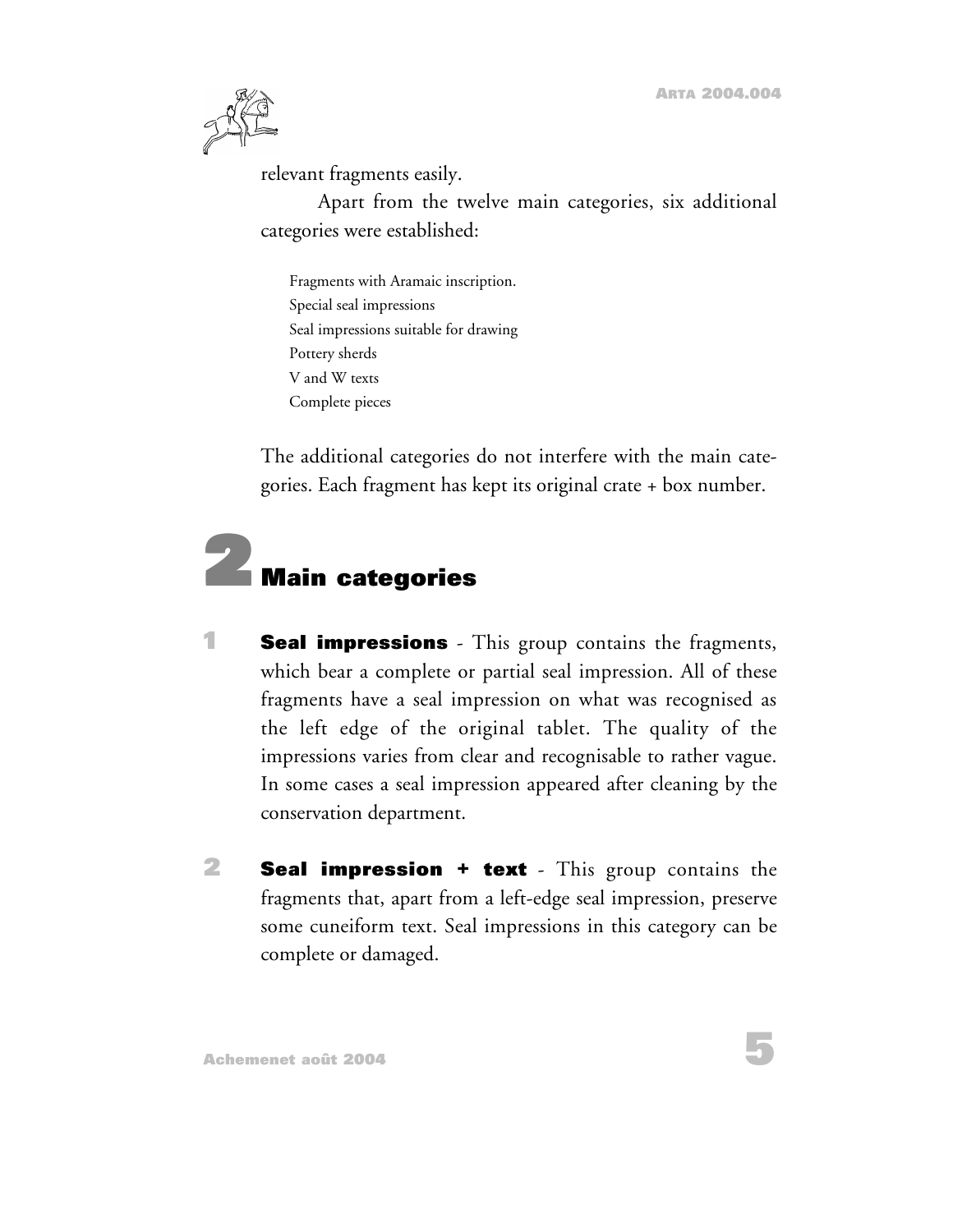relevant fragments easily.

Apart from the twelve main categories, six additional categories were established:

Fragments with Aramaic inscription.
Special seal impressions
Seal impressions suitable for drawing
Pottery sherds
V and W texts
Complete pieces

The additional categories do not interfere with the main categories. Each fragment has kept its original crate + box number.

# 2 Main categories

1 **Seal impressions** - This group contains the fragments, which bear a complete or partial seal impression. All of these fragments have a seal impression on what was recognised as the left edge of the original tablet. The quality of the impressions varies from clear and recognisable to rather vague. In some cases a seal impression appeared after cleaning by the conservation department.

2 **Seal impression + text** - This group contains the fragments that, apart from a left-edge seal impression, preserve some cuneiform text. Seal impressions in this category can be complete or damaged.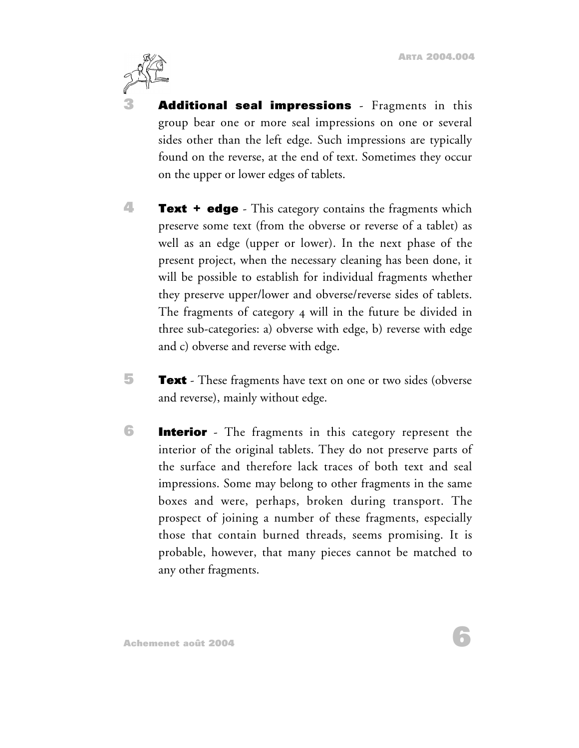**3** **Additional seal impressions** - Fragments in this group bear one or more seal impressions on one or several sides other than the left edge. Such impressions are typically found on the reverse, at the end of text. Sometimes they occur on the upper or lower edges of tablets.

**4** **Text + edge** - This category contains the fragments which preserve some text (from the obverse or reverse of a tablet) as well as an edge (upper or lower). In the next phase of the present project, when the necessary cleaning has been done, it will be possible to establish for individual fragments whether they preserve upper/lower and obverse/reverse sides of tablets. The fragments of category 4 will in the future be divided in three sub-categories: a) obverse with edge, b) reverse with edge and c) obverse and reverse with edge.

**5** **Text** - These fragments have text on one or two sides (obverse and reverse), mainly without edge.

**6** **Interior** - The fragments in this category represent the interior of the original tablets. They do not preserve parts of the surface and therefore lack traces of both text and seal impressions. Some may belong to other fragments in the same boxes and were, perhaps, broken during transport. The prospect of joining a number of these fragments, especially those that contain burned threads, seems promising. It is probable, however, that many pieces cannot be matched to any other fragments.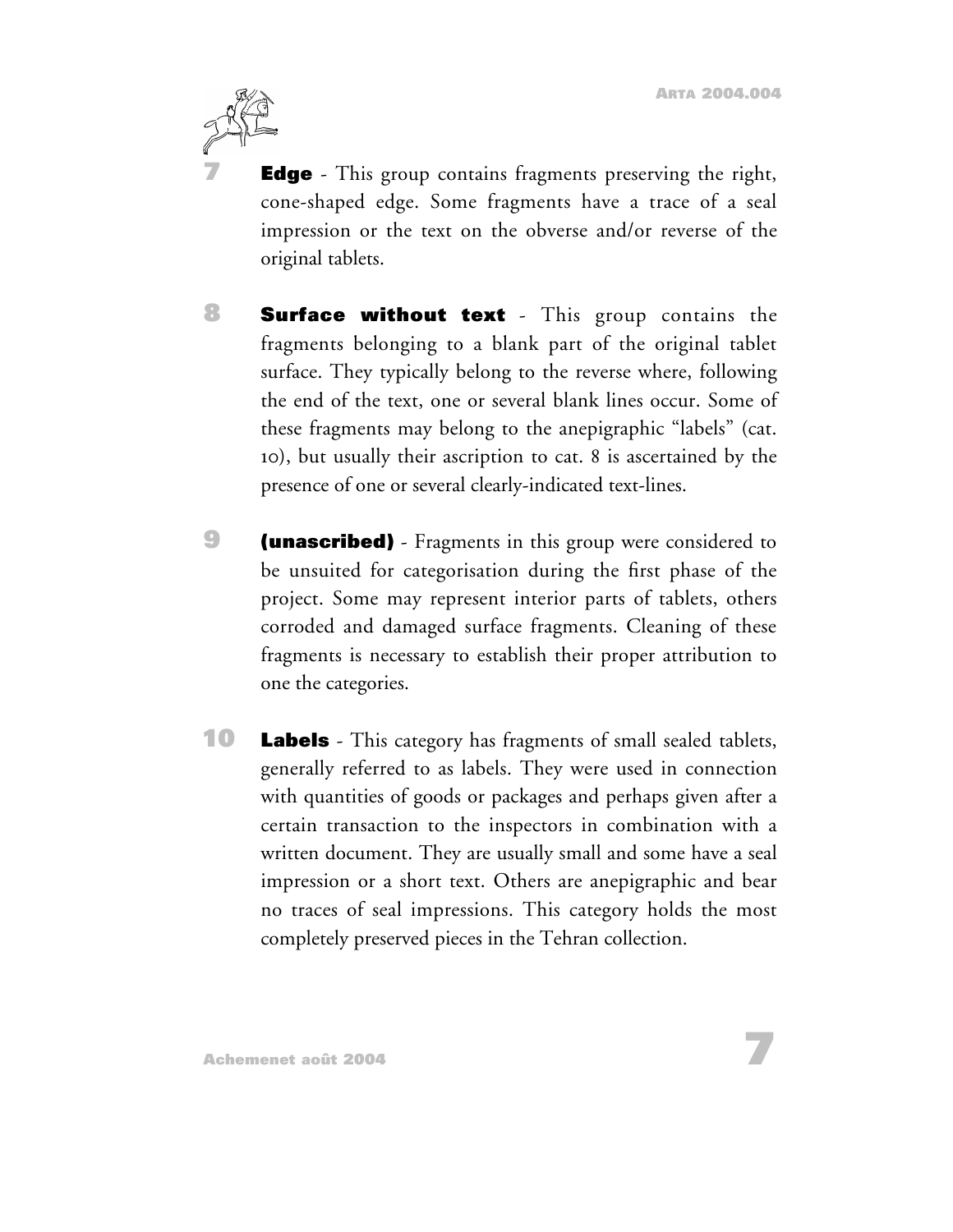**7** **Edge** - This group contains fragments preserving the right, cone-shaped edge. Some fragments have a trace of a seal impression or the text on the obverse and/or reverse of the original tablets.

**8** **Surface without text** - This group contains the fragments belonging to a blank part of the original tablet surface. They typically belong to the reverse where, following the end of the text, one or several blank lines occur. Some of these fragments may belong to the anepigraphic "labels" (cat. 10), but usually their ascription to cat. 8 is ascertained by the presence of one or several clearly-indicated text-lines.

**9** **(unascribed)** - Fragments in this group were considered to be unsuited for categorisation during the first phase of the project. Some may represent interior parts of tablets, others corroded and damaged surface fragments. Cleaning of these fragments is necessary to establish their proper attribution to one the categories.

**10** **Labels** - This category has fragments of small sealed tablets, generally referred to as labels. They were used in connection with quantities of goods or packages and perhaps given after a certain transaction to the inspectors in combination with a written document. They are usually small and some have a seal impression or a short text. Others are anepigraphic and bear no traces of seal impressions. This category holds the most completely preserved pieces in the Tehran collection.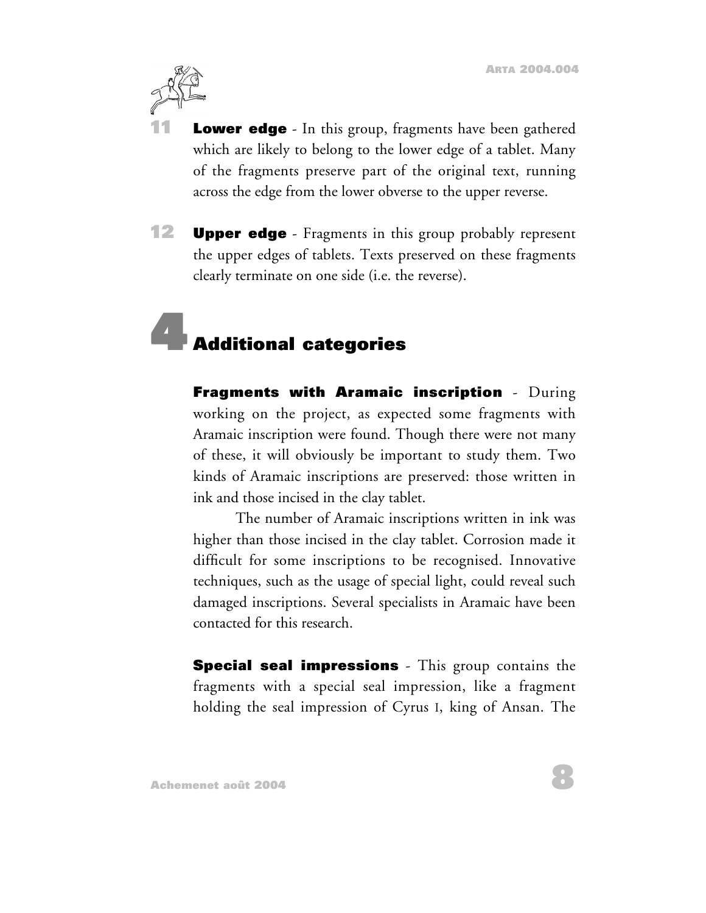**11** **Lower edge** - In this group, fragments have been gathered which are likely to belong to the lower edge of a tablet. Many of the fragments preserve part of the original text, running across the edge from the lower obverse to the upper reverse.

**12** **Upper edge** - Fragments in this group probably represent the upper edges of tablets. Texts preserved on these fragments clearly terminate on one side (i.e. the reverse).

# 4 Additional categories

**Fragments with Aramaic inscription** - During working on the project, as expected some fragments with Aramaic inscription were found. Though there were not many of these, it will obviously be important to study them. Two kinds of Aramaic inscriptions are preserved: those written in ink and those incised in the clay tablet.

The number of Aramaic inscriptions written in ink was higher than those incised in the clay tablet. Corrosion made it difficult for some inscriptions to be recognised. Innovative techniques, such as the usage of special light, could reveal such damaged inscriptions. Several specialists in Aramaic have been contacted for this research.

**Special seal impressions** - This group contains the fragments with a special seal impression, like a fragment holding the seal impression of Cyrus I, king of Ansan. The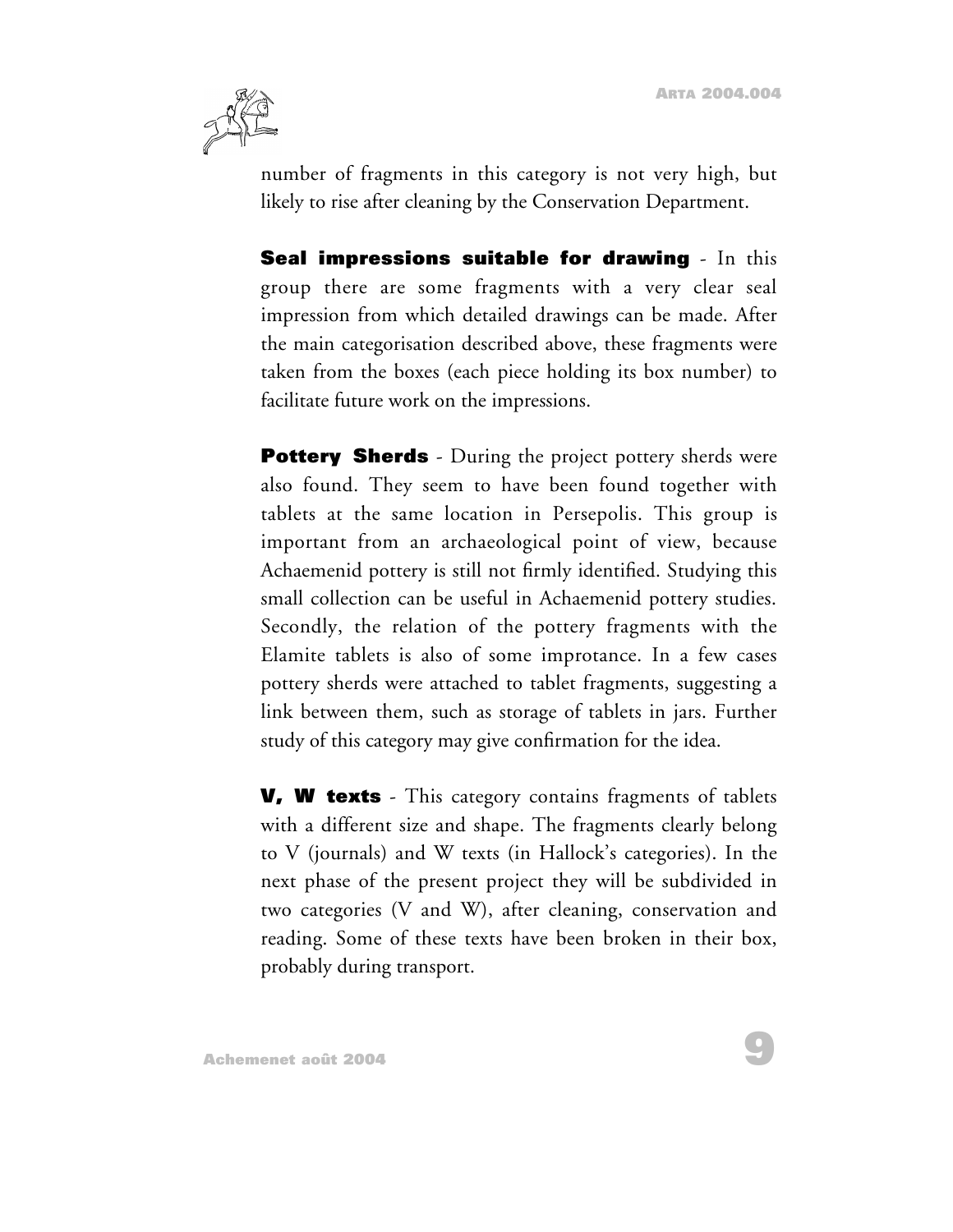number of fragments in this category is not very high, but likely to rise after cleaning by the Conservation Department.

**Seal impressions suitable for drawing** - In this group there are some fragments with a very clear seal impression from which detailed drawings can be made. After the main categorisation described above, these fragments were taken from the boxes (each piece holding its box number) to facilitate future work on the impressions.

**Pottery Sherds** - During the project pottery sherds were also found. They seem to have been found together with tablets at the same location in Persepolis. This group is important from an archaeological point of view, because Achaemenid pottery is still not firmly identified. Studying this small collection can be useful in Achaemenid pottery studies. Secondly, the relation of the pottery fragments with the Elamite tablets is also of some improtance. In a few cases pottery sherds were attached to tablet fragments, suggesting a link between them, such as storage of tablets in jars. Further study of this category may give confirmation for the idea.

**V, W texts** - This category contains fragments of tablets with a different size and shape. The fragments clearly belong to V (journals) and W texts (in Hallock's categories). In the next phase of the present project they will be subdivided in two categories (V and W), after cleaning, conservation and reading. Some of these texts have been broken in their box, probably during transport.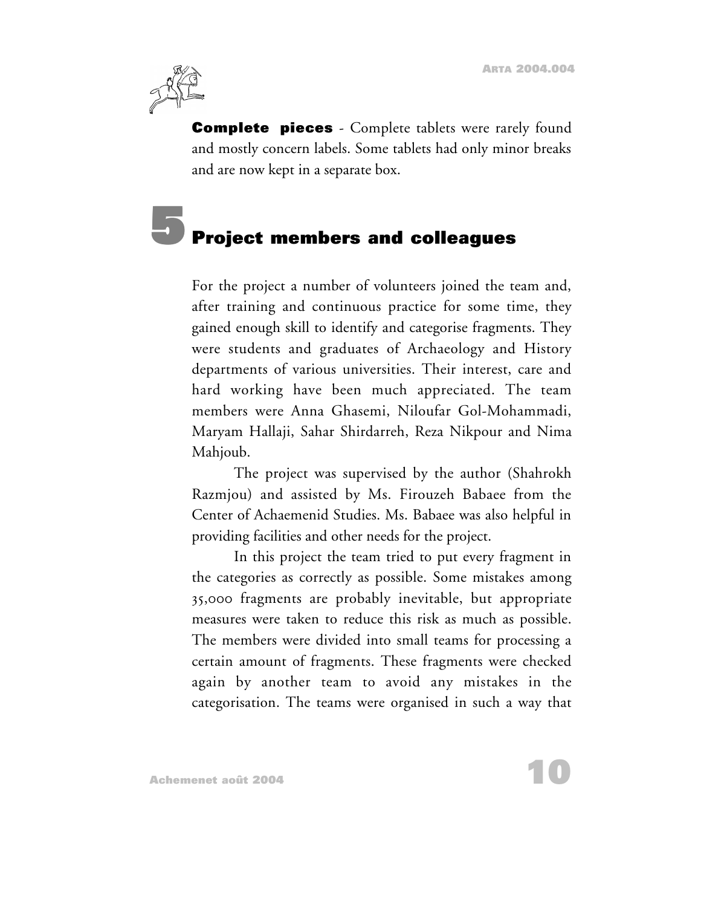**Complete pieces** - Complete tablets were rarely found and mostly concern labels. Some tablets had only minor breaks and are now kept in a separate box.

## 5 Project members and colleagues

For the project a number of volunteers joined the team and, after training and continuous practice for some time, they gained enough skill to identify and categorise fragments. They were students and graduates of Archaeology and History departments of various universities. Their interest, care and hard working have been much appreciated. The team members were Anna Ghasemi, Niloufar Gol-Mohammadi, Maryam Hallaji, Sahar Shirdarreh, Reza Nikpour and Nima Mahjoub.

The project was supervised by the author (Shahrokh Razmjou) and assisted by Ms. Firouzeh Babaee from the Center of Achaemenid Studies. Ms. Babaee was also helpful in providing facilities and other needs for the project.

In this project the team tried to put every fragment in the categories as correctly as possible. Some mistakes among 35,000 fragments are probably inevitable, but appropriate measures were taken to reduce this risk as much as possible. The members were divided into small teams for processing a certain amount of fragments. These fragments were checked again by another team to avoid any mistakes in the categorisation. The teams were organised in such a way that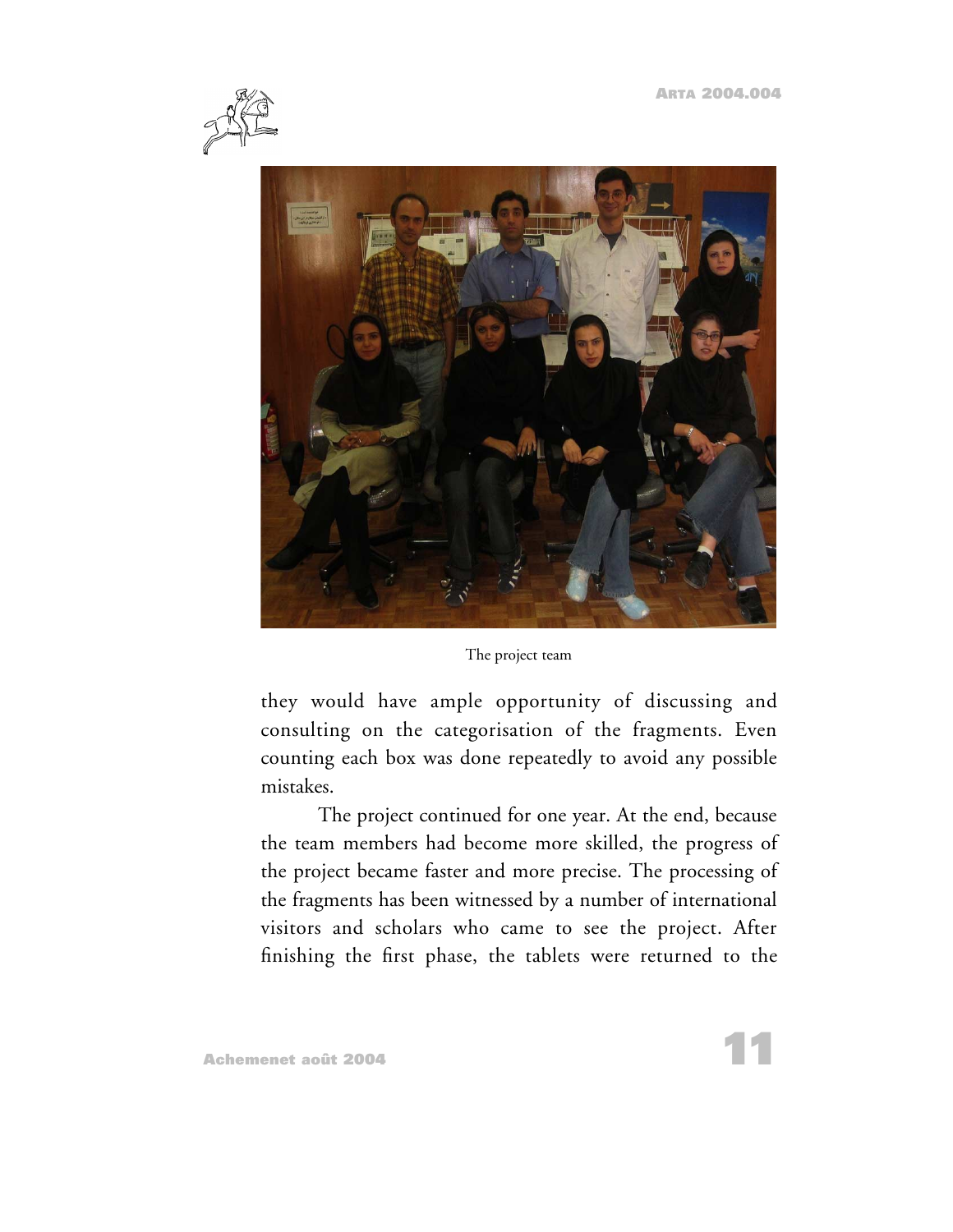The project team

they would have ample opportunity of discussing and consulting on the categorisation of the fragments. Even counting each box was done repeatedly to avoid any possible mistakes.

The project continued for one year. At the end, because the team members had become more skilled, the progress of the project became faster and more precise. The processing of the fragments has been witnessed by a number of international visitors and scholars who came to see the project. After finishing the first phase, the tablets were returned to the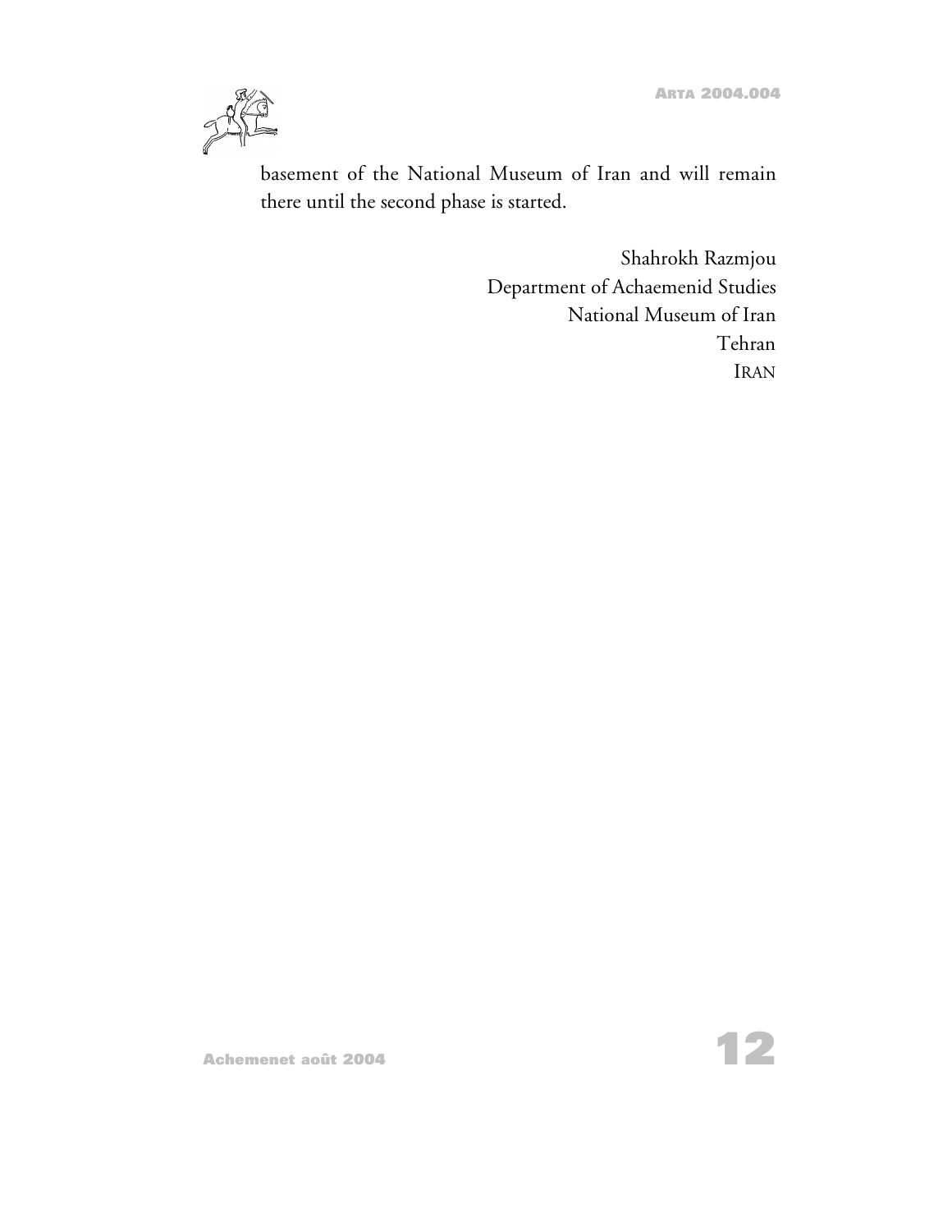basement of the National Museum of Iran and will remain there until the second phase is started.

Shahrokh Razmjou
Department of Achaemenid Studies
National Museum of Iran
Tehran
IRAN